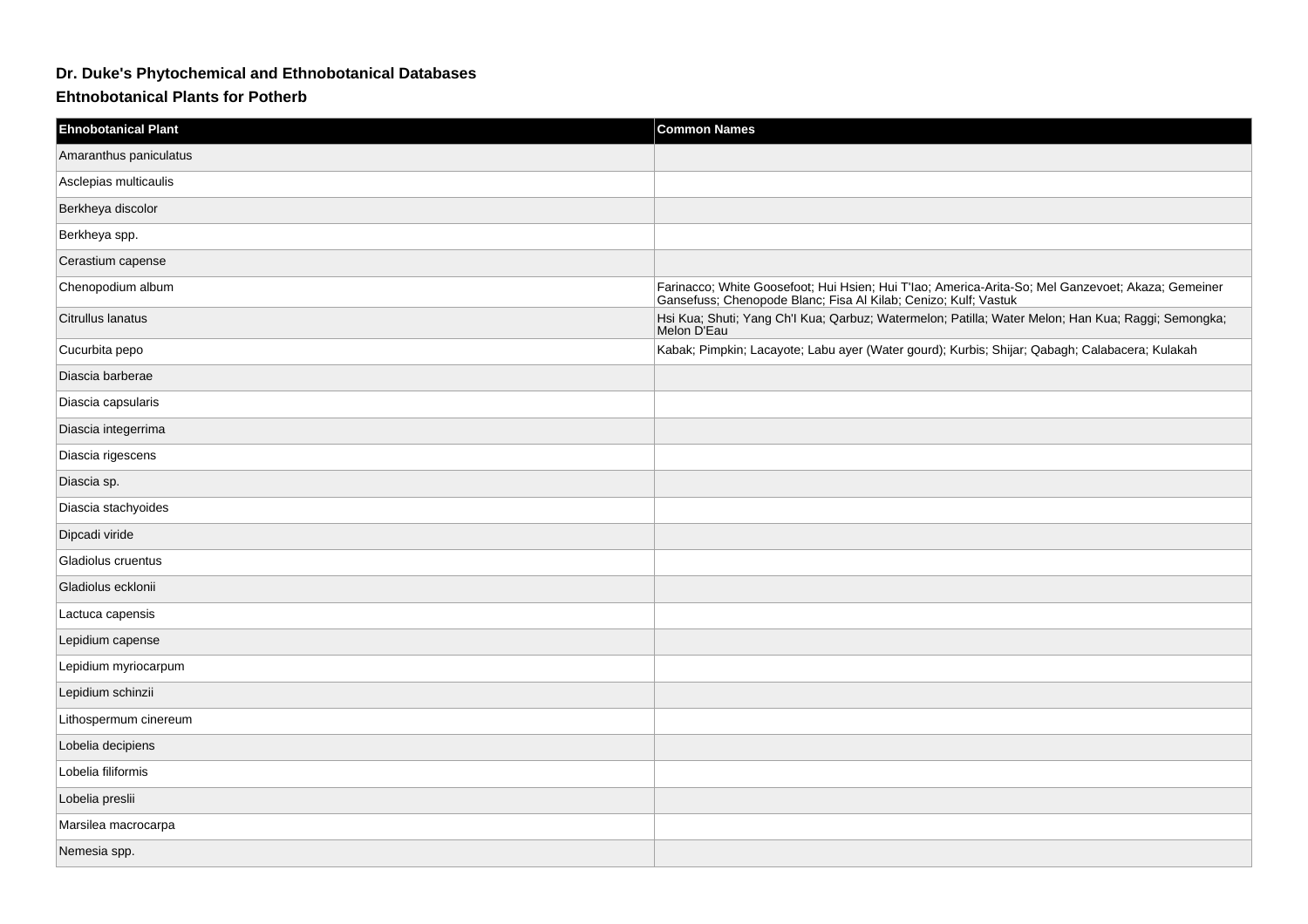# Dr. Duke's Phytochemical and Ethnobotanical Databases

## Ehtnobotanical Plants for Potherb

| Ehnobotanical Plant | Common Names |
| --- | --- |
| Amaranthus paniculatus | |
| Asclepias multicaulis | |
| Berkheya discolor | |
| Berkheya spp. | |
| Cerastium capense | |
| Chenopodium album | Farinacco; White Goosefoot; Hui Hsien; Hui T'Iao; America-Arita-So; Mel Ganzevoet; Akaza; Gemeiner Gansefuss; Chenopode Blanc; Fisa Al Kilab; Cenizo; Kulf; Vastuk |
| Citrullus lanatus | Hsi Kua; Shuti; Yang Ch'I Kua; Qarbuz; Watermelon; Patilla; Water Melon; Han Kua; Raggi; Semongka; Melon D'Eau |
| Cucurbita pepo | Kabak; Pimpkin; Lacayote; Labu ayer (Water gourd); Kurbis; Shijar; Qabagh; Calabacera; Kulakah |
| Diascia barberae | |
| Diascia capsularis | |
| Diascia integerrima | |
| Diascia rigescens | |
| Diascia sp. | |
| Diascia stachyoides | |
| Dipcadi viride | |
| Gladiolus cruentus | |
| Gladiolus ecklonii | |
| Lactuca capensis | |
| Lepidium capense | |
| Lepidium myriocarpum | |
| Lepidium schinzii | |
| Lithospermum cinereum | |
| Lobelia decipiens | |
| Lobelia filiformis | |
| Lobelia preslii | |
| Marsilea macrocarpa | |
| Nemesia spp. | |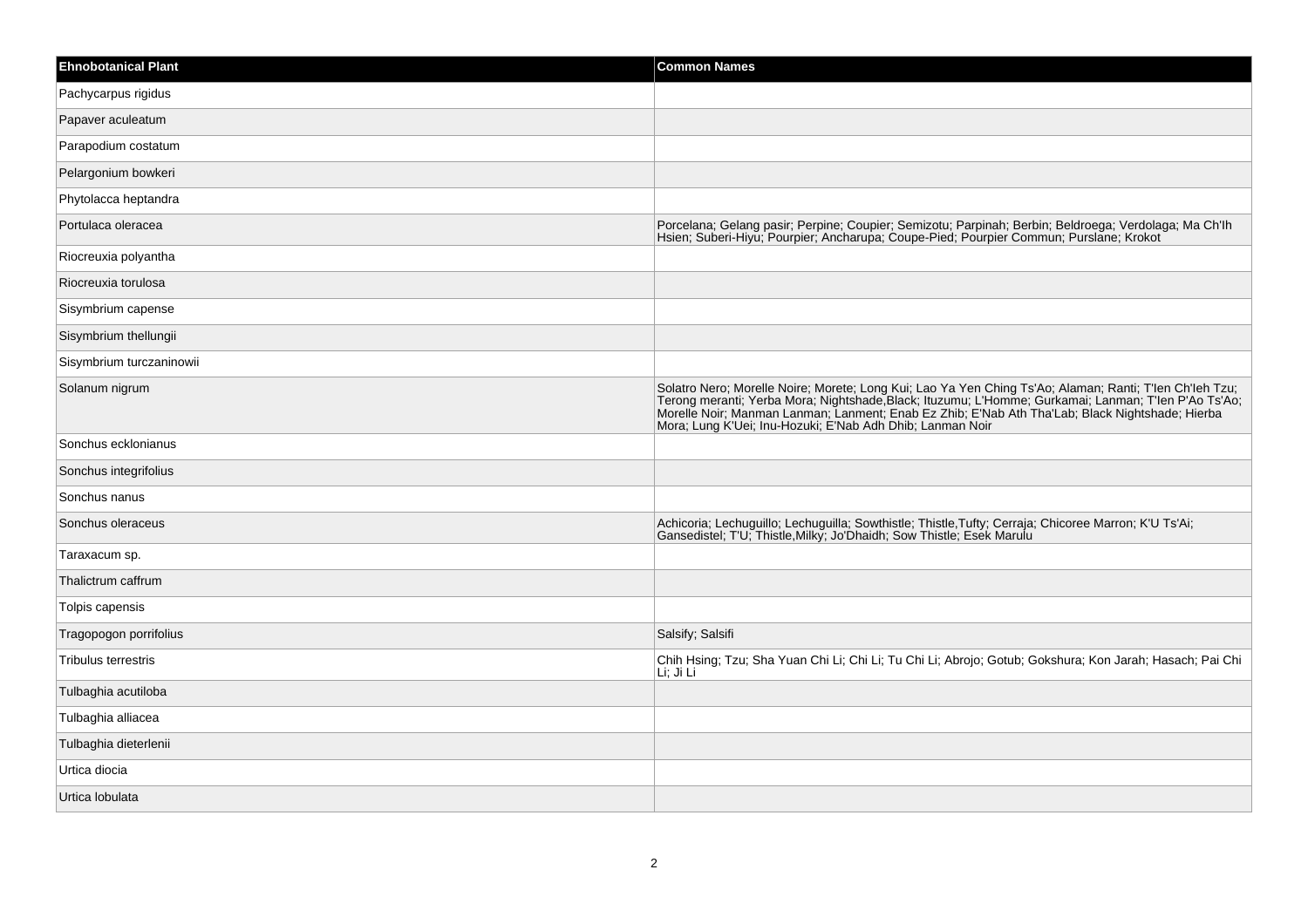| Ehnobotanical Plant | Common Names |
| --- | --- |
| Pachycarpus rigidus | |
| Papaver aculeatum | |
| Parapodium costatum | |
| Pelargonium bowkeri | |
| Phytolacca heptandra | |
| Portulaca oleracea | Porcelana; Gelang pasir; Perpine; Coupier; Semizotu; Parpinah; Berbin; Beldroega; Verdolaga; Ma Ch'Ih Hsien; Suberi-Hiyu; Pourpier; Ancharupa; Coupe-Pied; Pourpier Commun; Purslane; Krokot |
| Riocreuxia polyantha | |
| Riocreuxia torulosa | |
| Sisymbrium capense | |
| Sisymbrium thellungii | |
| Sisymbrium turczaninowii | |
| Solanum nigrum | Solatro Nero; Morelle Noire; Morete; Long Kui; Lao Ya Yen Ching Ts'Ao; Alaman; Ranti; T'Ien Ch'Ieh Tzu; Terong meranti; Yerba Mora; Nightshade,Black; Ituzumu; L'Homme; Gurkamai; Lanman; T'Ien P'Ao Ts'Ao; Morelle Noir; Manman Lanman; Lanment; Enab Ez Zhib; E'Nab Ath Tha'Lab; Black Nightshade; Hierba Mora; Lung K'Uei; Inu-Hozuki; E'Nab Adh Dhib; Lanman Noir |
| Sonchus ecklonianus | |
| Sonchus integrifolius | |
| Sonchus nanus | |
| Sonchus oleraceus | Achicoria; Lechuguillo; Lechuguilla; Sowthistle; Thistle,Tufty; Cerraja; Chicoree Marron; K'U Ts'Ai; Gansedistel; T'U; Thistle,Milky; Jo'Dhaidh; Sow Thistle; Esek Marulu |
| Taraxacum sp. | |
| Thalictrum caffrum | |
| Tolpis capensis | |
| Tragopogon porrifolius | Salsify; Salsifi |
| Tribulus terrestris | Chih Hsing; Tzu; Sha Yuan Chi Li; Chi Li; Tu Chi Li; Abrojo; Gotub; Gokshura; Kon Jarah; Hasach; Pai Chi Li; Ji Li |
| Tulbaghia acutiloba | |
| Tulbaghia alliacea | |
| Tulbaghia dieterlenii | |
| Urtica diocia | |
| Urtica lobulata | |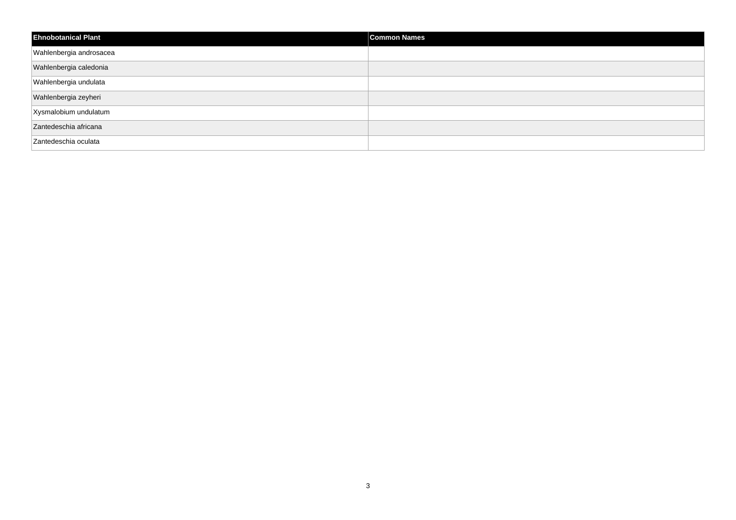| Ehnobotanical Plant | Common Names |
| --- | --- |
| Wahlenbergia androsacea | |
| Wahlenbergia caledonia | |
| Wahlenbergia undulata | |
| Wahlenbergia zeyheri | |
| Xysmalobium undulatum | |
| Zantedeschia africana | |
| Zantedeschia oculata | |